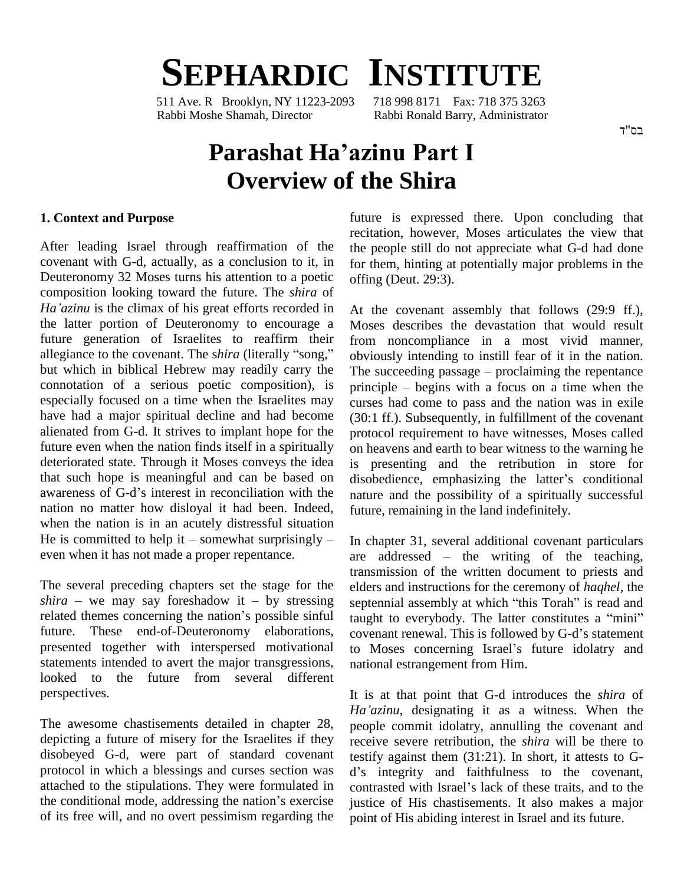# SEPHARDIC INSTITUTE

511 Ave. R Brooklyn, NY 11223-2093 718 998 8171 Fax: 718 375 3263
Rabbi Moshe Shamah, Director Rabbi Ronald Barry, Administrator

בס"ד

# Parashat Ha'azinu Part I
# Overview of the Shira

### 1. Context and Purpose

After leading Israel through reaffirmation of the covenant with G-d, actually, as a conclusion to it, in Deuteronomy 32 Moses turns his attention to a poetic composition looking toward the future. The *shira* of *Ha'azinu* is the climax of his great efforts recorded in the latter portion of Deuteronomy to encourage a future generation of Israelites to reaffirm their allegiance to the covenant. The s*hira* (literally "song," but which in biblical Hebrew may readily carry the connotation of a serious poetic composition), is especially focused on a time when the Israelites may have had a major spiritual decline and had become alienated from G-d. It strives to implant hope for the future even when the nation finds itself in a spiritually deteriorated state. Through it Moses conveys the idea that such hope is meaningful and can be based on awareness of G-d's interest in reconciliation with the nation no matter how disloyal it had been. Indeed, when the nation is in an acutely distressful situation He is committed to help it – somewhat surprisingly – even when it has not made a proper repentance.

The several preceding chapters set the stage for the *shira* – we may say foreshadow it – by stressing related themes concerning the nation's possible sinful future. These end-of-Deuteronomy elaborations, presented together with interspersed motivational statements intended to avert the major transgressions, looked to the future from several different perspectives.

The awesome chastisements detailed in chapter 28, depicting a future of misery for the Israelites if they disobeyed G-d, were part of standard covenant protocol in which a blessings and curses section was attached to the stipulations. They were formulated in the conditional mode, addressing the nation's exercise of its free will, and no overt pessimism regarding the future is expressed there. Upon concluding that recitation, however, Moses articulates the view that the people still do not appreciate what G-d had done for them, hinting at potentially major problems in the offing (Deut. 29:3).

At the covenant assembly that follows (29:9 ff.), Moses describes the devastation that would result from noncompliance in a most vivid manner, obviously intending to instill fear of it in the nation. The succeeding passage – proclaiming the repentance principle – begins with a focus on a time when the curses had come to pass and the nation was in exile (30:1 ff.). Subsequently, in fulfillment of the covenant protocol requirement to have witnesses, Moses called on heavens and earth to bear witness to the warning he is presenting and the retribution in store for disobedience, emphasizing the latter's conditional nature and the possibility of a spiritually successful future, remaining in the land indefinitely.

In chapter 31, several additional covenant particulars are addressed – the writing of the teaching, transmission of the written document to priests and elders and instructions for the ceremony of *haqhel*, the septennial assembly at which "this Torah" is read and taught to everybody. The latter constitutes a "mini" covenant renewal. This is followed by G-d's statement to Moses concerning Israel's future idolatry and national estrangement from Him.

It is at that point that G-d introduces the *shira* of *Ha'azinu*, designating it as a witness. When the people commit idolatry, annulling the covenant and receive severe retribution, the *shira* will be there to testify against them (31:21). In short, it attests to G-d's integrity and faithfulness to the covenant, contrasted with Israel's lack of these traits, and to the justice of His chastisements. It also makes a major point of His abiding interest in Israel and its future.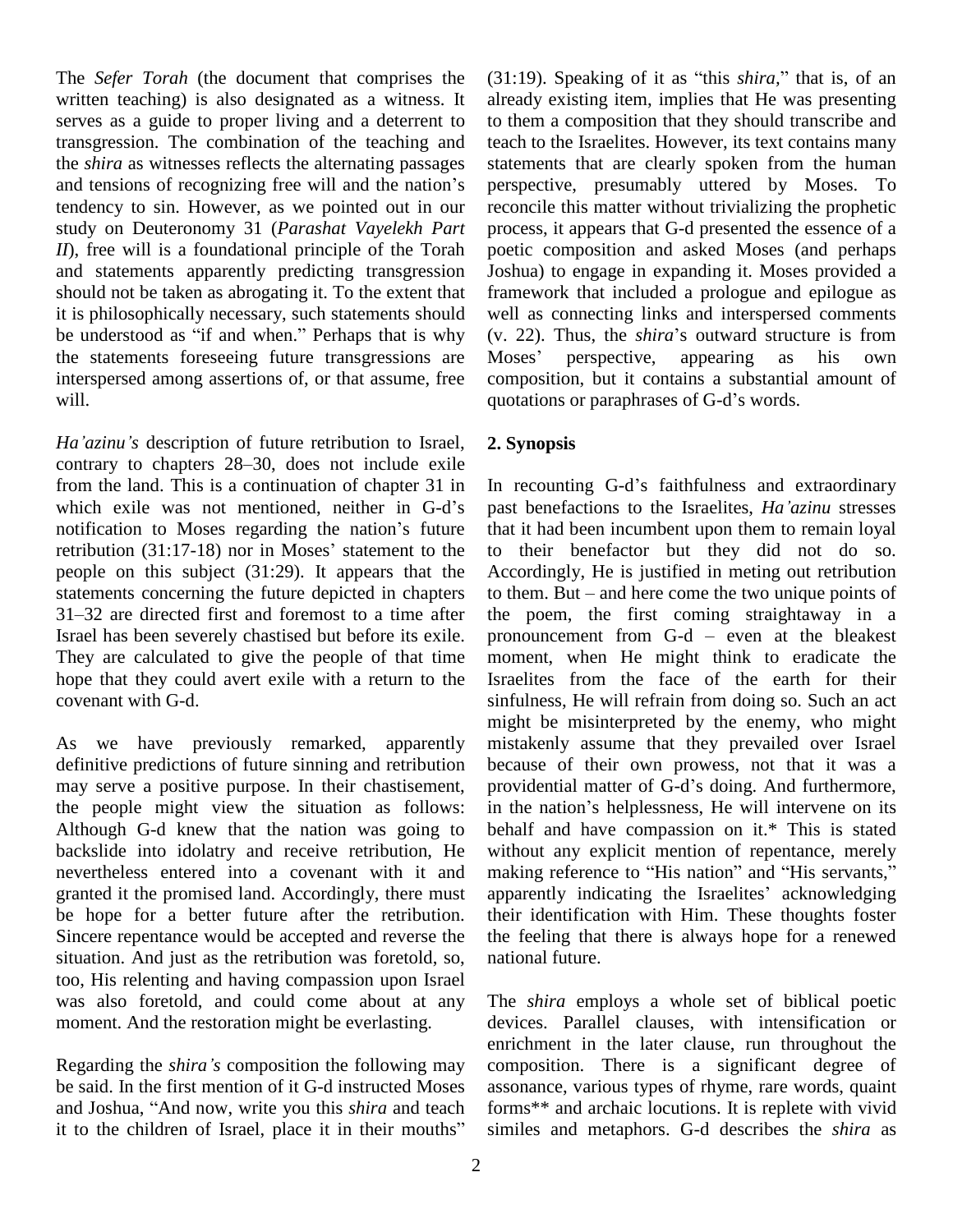The *Sefer Torah* (the document that comprises the written teaching) is also designated as a witness. It serves as a guide to proper living and a deterrent to transgression. The combination of the teaching and the *shira* as witnesses reflects the alternating passages and tensions of recognizing free will and the nation's tendency to sin. However, as we pointed out in our study on Deuteronomy 31 (*Parashat Vayelekh Part II*), free will is a foundational principle of the Torah and statements apparently predicting transgression should not be taken as abrogating it. To the extent that it is philosophically necessary, such statements should be understood as "if and when." Perhaps that is why the statements foreseeing future transgressions are interspersed among assertions of, or that assume, free will.

*Ha'azinu's* description of future retribution to Israel, contrary to chapters 28–30, does not include exile from the land. This is a continuation of chapter 31 in which exile was not mentioned, neither in G-d's notification to Moses regarding the nation's future retribution (31:17-18) nor in Moses' statement to the people on this subject (31:29). It appears that the statements concerning the future depicted in chapters 31–32 are directed first and foremost to a time after Israel has been severely chastised but before its exile. They are calculated to give the people of that time hope that they could avert exile with a return to the covenant with G-d.

As we have previously remarked, apparently definitive predictions of future sinning and retribution may serve a positive purpose. In their chastisement, the people might view the situation as follows: Although G-d knew that the nation was going to backslide into idolatry and receive retribution, He nevertheless entered into a covenant with it and granted it the promised land. Accordingly, there must be hope for a better future after the retribution. Sincere repentance would be accepted and reverse the situation. And just as the retribution was foretold, so, too, His relenting and having compassion upon Israel was also foretold, and could come about at any moment. And the restoration might be everlasting.

Regarding the *shira's* composition the following may be said. In the first mention of it G-d instructed Moses and Joshua, "And now, write you this *shira* and teach it to the children of Israel, place it in their mouths" (31:19). Speaking of it as "this *shira*," that is, of an already existing item, implies that He was presenting to them a composition that they should transcribe and teach to the Israelites. However, its text contains many statements that are clearly spoken from the human perspective, presumably uttered by Moses. To reconcile this matter without trivializing the prophetic process, it appears that G-d presented the essence of a poetic composition and asked Moses (and perhaps Joshua) to engage in expanding it. Moses provided a framework that included a prologue and epilogue as well as connecting links and interspersed comments (v. 22). Thus, the *shira*'s outward structure is from Moses' perspective, appearing as his own composition, but it contains a substantial amount of quotations or paraphrases of G-d's words.

## 2. Synopsis

In recounting G-d's faithfulness and extraordinary past benefactions to the Israelites, *Ha'azinu* stresses that it had been incumbent upon them to remain loyal to their benefactor but they did not do so. Accordingly, He is justified in meting out retribution to them. But – and here come the two unique points of the poem, the first coming straightaway in a pronouncement from G-d – even at the bleakest moment, when He might think to eradicate the Israelites from the face of the earth for their sinfulness, He will refrain from doing so. Such an act might be misinterpreted by the enemy, who might mistakenly assume that they prevailed over Israel because of their own prowess, not that it was a providential matter of G-d's doing. And furthermore, in the nation's helplessness, He will intervene on its behalf and have compassion on it.* This is stated without any explicit mention of repentance, merely making reference to "His nation" and "His servants," apparently indicating the Israelites' acknowledging their identification with Him. These thoughts foster the feeling that there is always hope for a renewed national future.

The *shira* employs a whole set of biblical poetic devices. Parallel clauses, with intensification or enrichment in the later clause, run throughout the composition. There is a significant degree of assonance, various types of rhyme, rare words, quaint forms** and archaic locutions. It is replete with vivid similes and metaphors. G-d describes the *shira* as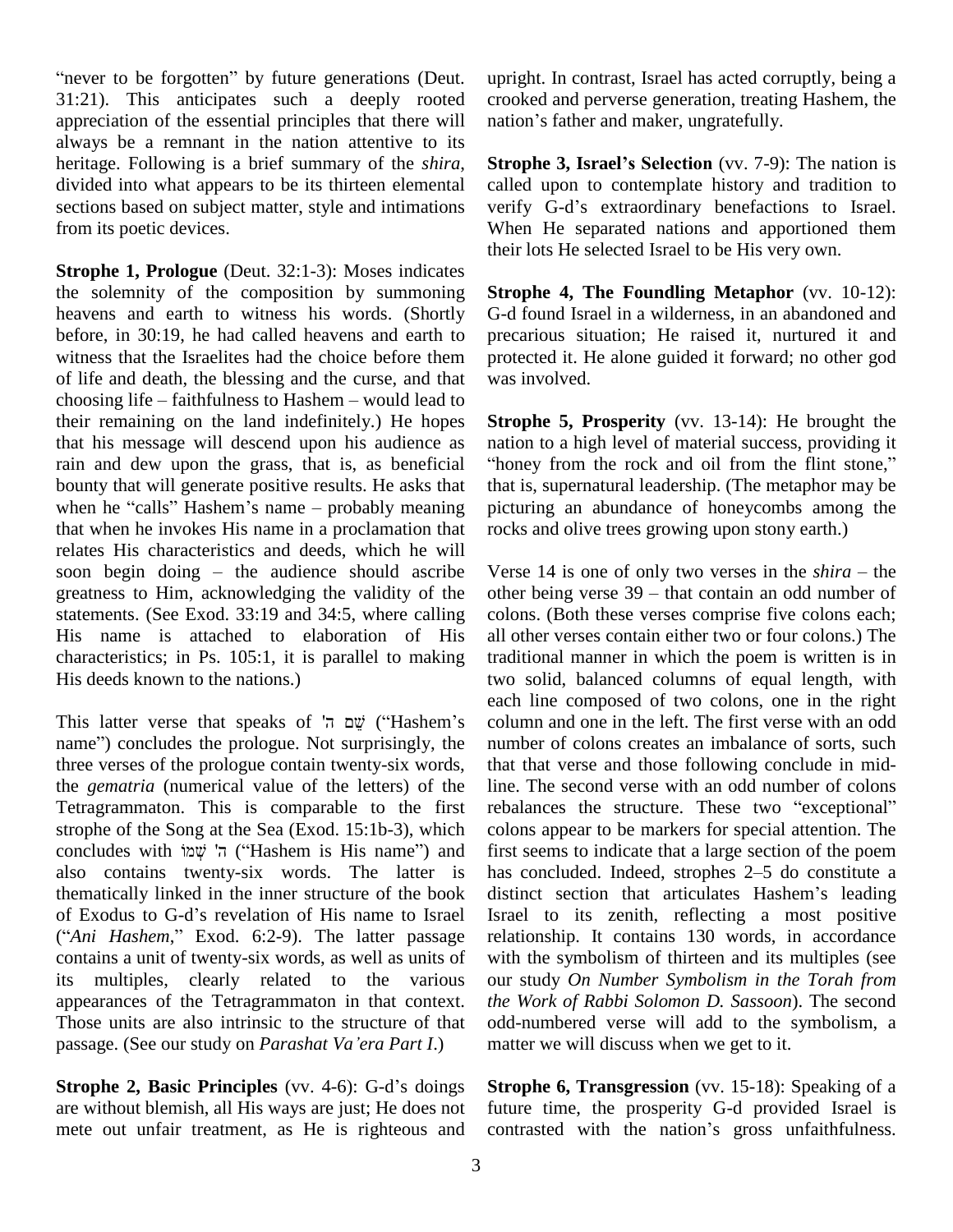"never to be forgotten" by future generations (Deut. 31:21). This anticipates such a deeply rooted appreciation of the essential principles that there will always be a remnant in the nation attentive to its heritage. Following is a brief summary of the *shira*, divided into what appears to be its thirteen elemental sections based on subject matter, style and intimations from its poetic devices.

**Strophe 1, Prologue** (Deut. 32:1-3): Moses indicates the solemnity of the composition by summoning heavens and earth to witness his words. (Shortly before, in 30:19, he had called heavens and earth to witness that the Israelites had the choice before them of life and death, the blessing and the curse, and that choosing life – faithfulness to Hashem – would lead to their remaining on the land indefinitely.) He hopes that his message will descend upon his audience as rain and dew upon the grass, that is, as beneficial bounty that will generate positive results. He asks that when he "calls" Hashem's name – probably meaning that when he invokes His name in a proclamation that relates His characteristics and deeds, which he will soon begin doing – the audience should ascribe greatness to Him, acknowledging the validity of the statements. (See Exod. 33:19 and 34:5, where calling His name is attached to elaboration of His characteristics; in Ps. 105:1, it is parallel to making His deeds known to the nations.)

This latter verse that speaks of שֵׁם ה' ("Hashem's name") concludes the prologue. Not surprisingly, the three verses of the prologue contain twenty-six words, the *gematria* (numerical value of the letters) of the Tetragrammaton. This is comparable to the first strophe of the Song at the Sea (Exod. 15:1b-3), which concludes with ה' שְׁמוֹ ("Hashem is His name") and also contains twenty-six words. The latter is thematically linked in the inner structure of the book of Exodus to G-d's revelation of His name to Israel ("*Ani Hashem*," Exod. 6:2-9). The latter passage contains a unit of twenty-six words, as well as units of its multiples, clearly related to the various appearances of the Tetragrammaton in that context. Those units are also intrinsic to the structure of that passage. (See our study on *Parashat Va'era Part I*.)

**Strophe 2, Basic Principles** (vv. 4-6): G-d's doings are without blemish, all His ways are just; He does not mete out unfair treatment, as He is righteous and upright. In contrast, Israel has acted corruptly, being a crooked and perverse generation, treating Hashem, the nation's father and maker, ungratefully.

**Strophe 3, Israel's Selection** (vv. 7-9): The nation is called upon to contemplate history and tradition to verify G-d's extraordinary benefactions to Israel. When He separated nations and apportioned them their lots He selected Israel to be His very own.

**Strophe 4, The Foundling Metaphor** (vv. 10-12): G-d found Israel in a wilderness, in an abandoned and precarious situation; He raised it, nurtured it and protected it. He alone guided it forward; no other god was involved.

**Strophe 5, Prosperity** (vv. 13-14): He brought the nation to a high level of material success, providing it "honey from the rock and oil from the flint stone," that is, supernatural leadership. (The metaphor may be picturing an abundance of honeycombs among the rocks and olive trees growing upon stony earth.)

Verse 14 is one of only two verses in the *shira* – the other being verse 39 – that contain an odd number of colons. (Both these verses comprise five colons each; all other verses contain either two or four colons.) The traditional manner in which the poem is written is in two solid, balanced columns of equal length, with each line composed of two colons, one in the right column and one in the left. The first verse with an odd number of colons creates an imbalance of sorts, such that that verse and those following conclude in mid-line. The second verse with an odd number of colons rebalances the structure. These two "exceptional" colons appear to be markers for special attention. The first seems to indicate that a large section of the poem has concluded. Indeed, strophes 2–5 do constitute a distinct section that articulates Hashem's leading Israel to its zenith, reflecting a most positive relationship. It contains 130 words, in accordance with the symbolism of thirteen and its multiples (see our study *On Number Symbolism in the Torah from the Work of Rabbi Solomon D. Sassoon*). The second odd-numbered verse will add to the symbolism, a matter we will discuss when we get to it.

**Strophe 6, Transgression** (vv. 15-18): Speaking of a future time, the prosperity G-d provided Israel is contrasted with the nation's gross unfaithfulness.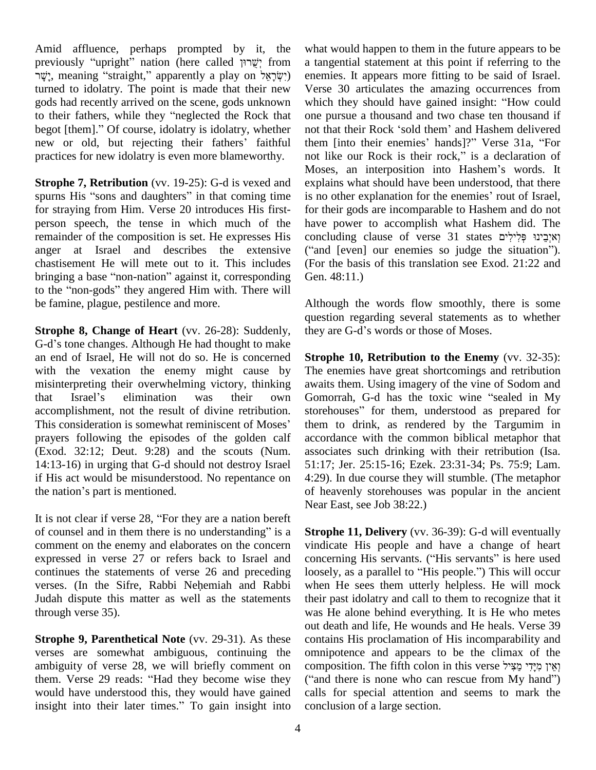Amid affluence, perhaps prompted by it, the previously "upright" nation (here called יְשֻׁרוּן from יָשָׁר, meaning "straight," apparently a play on יִשְׂרָאֵל) turned to idolatry. The point is made that their new gods had recently arrived on the scene, gods unknown to their fathers, while they "neglected the Rock that begot [them]." Of course, idolatry is idolatry, whether new or old, but rejecting their fathers' faithful practices for new idolatry is even more blameworthy.

**Strophe 7, Retribution** (vv. 19-25): G-d is vexed and spurns His "sons and daughters" in that coming time for straying from Him. Verse 20 introduces His first-person speech, the tense in which much of the remainder of the composition is set. He expresses His anger at Israel and describes the extensive chastisement He will mete out to it. This includes bringing a base "non-nation" against it, corresponding to the "non-gods" they angered Him with. There will be famine, plague, pestilence and more.

**Strophe 8, Change of Heart** (vv. 26-28): Suddenly, G-d's tone changes. Although He had thought to make an end of Israel, He will not do so. He is concerned with the vexation the enemy might cause by misinterpreting their overwhelming victory, thinking that Israel's elimination was their own accomplishment, not the result of divine retribution. This consideration is somewhat reminiscent of Moses' prayers following the episodes of the golden calf (Exod. 32:12; Deut. 9:28) and the scouts (Num. 14:13-16) in urging that G-d should not destroy Israel if His act would be misunderstood. No repentance on the nation's part is mentioned.

It is not clear if verse 28, "For they are a nation bereft of counsel and in them there is no understanding" is a comment on the enemy and elaborates on the concern expressed in verse 27 or refers back to Israel and continues the statements of verse 26 and preceding verses. (In the Sifre, Rabbi Neḥemiah and Rabbi Judah dispute this matter as well as the statements through verse 35).

**Strophe 9, Parenthetical Note** (vv. 29-31). As these verses are somewhat ambiguous, continuing the ambiguity of verse 28, we will briefly comment on them. Verse 29 reads: "Had they become wise they would have understood this, they would have gained insight into their later times." To gain insight into what would happen to them in the future appears to be a tangential statement at this point if referring to the enemies. It appears more fitting to be said of Israel. Verse 30 articulates the amazing occurrences from which they should have gained insight: "How could one pursue a thousand and two chase ten thousand if not that their Rock 'sold them' and Hashem delivered them [into their enemies' hands]?" Verse 31a, "For not like our Rock is their rock," is a declaration of Moses, an interposition into Hashem's words. It explains what should have been understood, that there is no other explanation for the enemies' rout of Israel, for their gods are incomparable to Hashem and do not have power to accomplish what Hashem did. The concluding clause of verse 31 states וְאֹיְבֵינוּ פְּלִילִים ("and [even] our enemies so judge the situation"). (For the basis of this translation see Exod. 21:22 and Gen. 48:11.)

Although the words flow smoothly, there is some question regarding several statements as to whether they are G-d's words or those of Moses.

**Strophe 10, Retribution to the Enemy** (vv. 32-35): The enemies have great shortcomings and retribution awaits them. Using imagery of the vine of Sodom and Gomorrah, G-d has the toxic wine "sealed in My storehouses" for them, understood as prepared for them to drink, as rendered by the Targumim in accordance with the common biblical metaphor that associates such drinking with their retribution (Isa. 51:17; Jer. 25:15-16; Ezek. 23:31-34; Ps. 75:9; Lam. 4:29). In due course they will stumble. (The metaphor of heavenly storehouses was popular in the ancient Near East, see Job 38:22.)

**Strophe 11, Delivery** (vv. 36-39): G-d will eventually vindicate His people and have a change of heart concerning His servants. ("His servants" is here used loosely, as a parallel to "His people.") This will occur when He sees them utterly helpless. He will mock their past idolatry and call to them to recognize that it was He alone behind everything. It is He who metes out death and life, He wounds and He heals. Verse 39 contains His proclamation of His incomparability and omnipotence and appears to be the climax of the composition. The fifth colon in this verse וְאֵין מִיָּדִי מַצִּיל ("and there is none who can rescue from My hand") calls for special attention and seems to mark the conclusion of a large section.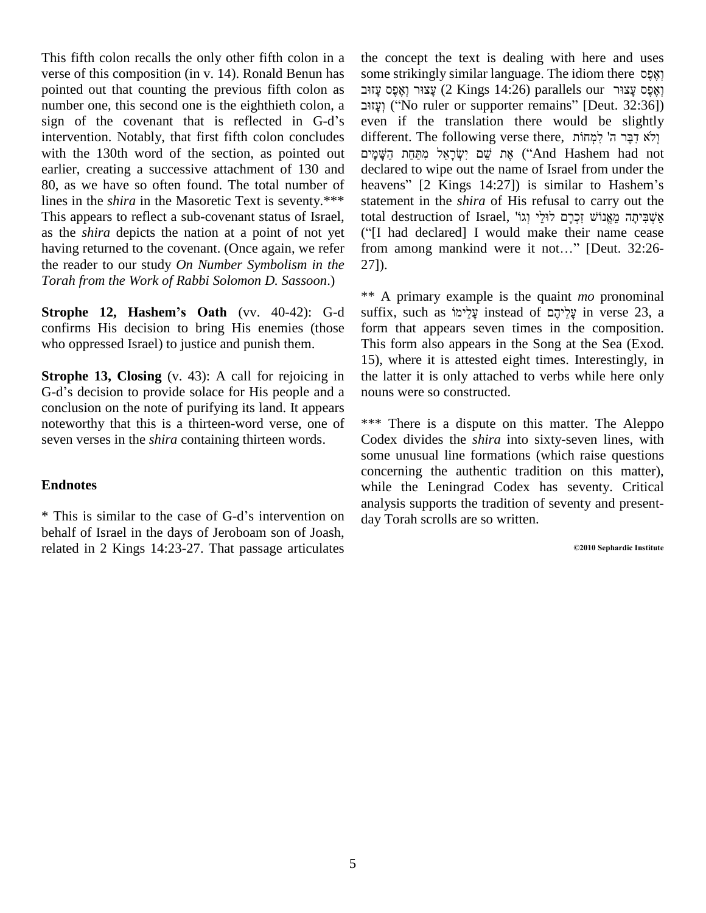This fifth colon recalls the only other fifth colon in a verse of this composition (in v. 14). Ronald Benun has pointed out that counting the previous fifth colon as number one, this second one is the eightieth colon, a sign of the covenant that is reflected in G-d's intervention. Notably, that first fifth colon concludes with the 130th word of the section, as pointed out earlier, creating a successive attachment of 130 and 80, as we have so often found. The total number of lines in the *shira* in the Masoretic Text is seventy.*** This appears to reflect a sub-covenant status of Israel, as the *shira* depicts the nation at a point of not yet having returned to the covenant. (Once again, we refer the reader to our study *On Number Symbolism in the Torah from the Work of Rabbi Solomon D. Sassoon*.)

**Strophe 12, Hashem's Oath** (vv. 40-42): G-d confirms His decision to bring His enemies (those who oppressed Israel) to justice and punish them.

**Strophe 13, Closing** (v. 43): A call for rejoicing in G-d's decision to provide solace for His people and a conclusion on the note of purifying its land. It appears noteworthy that this is a thirteen-word verse, one of seven verses in the *shira* containing thirteen words.

## Endnotes

\* This is similar to the case of G-d's intervention on behalf of Israel in the days of Jeroboam son of Joash, related in 2 Kings 14:23-27. That passage articulates the concept the text is dealing with here and uses some strikingly similar language. The idiom there וְאֶפֶס עָצוּר וְאֶפֶס עָזוּב (2 Kings 14:26) parallels our וְאֶפֶס עָצוּר וְעָזוּב ("No ruler or supporter remains" [Deut. 32:36]) even if the translation there would be slightly different. The following verse there, וְלֹא דִבֶּר ה' לִמְחוֹת אֶת שֵׁם יִשְׂרָאֵל מִתַּחַת הַשָּׁמָיִם ("And Hashem had not declared to wipe out the name of Israel from under the heavens" [2 Kings 14:27]) is similar to Hashem's statement in the *shira* of His refusal to carry out the total destruction of Israel, אַשְׁבִּיתָה מֵאֱנוֹשׁ זִכְרָם לוּלֵי וְגוֹ' ("[I had declared] I would make their name cease from among mankind were it not…" [Deut. 32:26-27]).

\** A primary example is the quaint *mo* pronominal suffix, such as עָלֵימוֹ instead of עֲלֵיהֶם in verse 23, a form that appears seven times in the composition. This form also appears in the Song at the Sea (Exod. 15), where it is attested eight times. Interestingly, in the latter it is only attached to verbs while here only nouns were so constructed.

\*** There is a dispute on this matter. The Aleppo Codex divides the *shira* into sixty-seven lines, with some unusual line formations (which raise questions concerning the authentic tradition on this matter), while the Leningrad Codex has seventy. Critical analysis supports the tradition of seventy and present-day Torah scrolls are so written.

©2010 Sephardic Institute